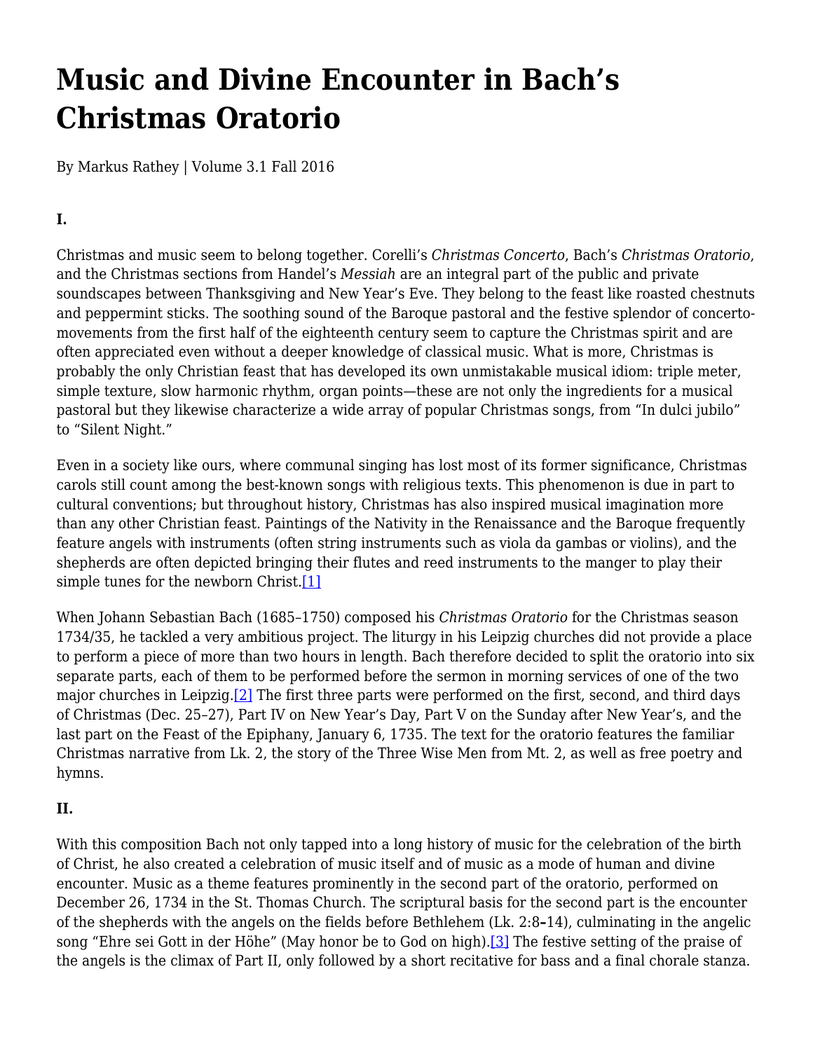# Music and Divine Encounter in Bach's Christmas Oratorio

By Markus Rathey | Volume 3.1 Fall 2016

**I.**

Christmas and music seem to belong together. Corelli's *Christmas Concerto*, Bach's *Christmas Oratorio*, and the Christmas sections from Handel's *Messiah* are an integral part of the public and private soundscapes between Thanksgiving and New Year's Eve. They belong to the feast like roasted chestnuts and peppermint sticks. The soothing sound of the Baroque pastoral and the festive splendor of concerto-movements from the first half of the eighteenth century seem to capture the Christmas spirit and are often appreciated even without a deeper knowledge of classical music. What is more, Christmas is probably the only Christian feast that has developed its own unmistakable musical idiom: triple meter, simple texture, slow harmonic rhythm, organ points—these are not only the ingredients for a musical pastoral but they likewise characterize a wide array of popular Christmas songs, from "In dulci jubilo" to "Silent Night."

Even in a society like ours, where communal singing has lost most of its former significance, Christmas carols still count among the best-known songs with religious texts. This phenomenon is due in part to cultural conventions; but throughout history, Christmas has also inspired musical imagination more than any other Christian feast. Paintings of the Nativity in the Renaissance and the Baroque frequently feature angels with instruments (often string instruments such as viola da gambas or violins), and the shepherds are often depicted bringing their flutes and reed instruments to the manger to play their simple tunes for the newborn Christ.[1]

When Johann Sebastian Bach (1685–1750) composed his *Christmas Oratorio* for the Christmas season 1734/35, he tackled a very ambitious project. The liturgy in his Leipzig churches did not provide a place to perform a piece of more than two hours in length. Bach therefore decided to split the oratorio into six separate parts, each of them to be performed before the sermon in morning services of one of the two major churches in Leipzig.[2] The first three parts were performed on the first, second, and third days of Christmas (Dec. 25–27), Part IV on New Year's Day, Part V on the Sunday after New Year's, and the last part on the Feast of the Epiphany, January 6, 1735. The text for the oratorio features the familiar Christmas narrative from Lk. 2, the story of the Three Wise Men from Mt. 2, as well as free poetry and hymns.

**II.**

With this composition Bach not only tapped into a long history of music for the celebration of the birth of Christ, he also created a celebration of music itself and of music as a mode of human and divine encounter. Music as a theme features prominently in the second part of the oratorio, performed on December 26, 1734 in the St. Thomas Church. The scriptural basis for the second part is the encounter of the shepherds with the angels on the fields before Bethlehem (Lk. 2:8–14), culminating in the angelic song "Ehre sei Gott in der Höhe" (May honor be to God on high).[3] The festive setting of the praise of the angels is the climax of Part II, only followed by a short recitative for bass and a final chorale stanza.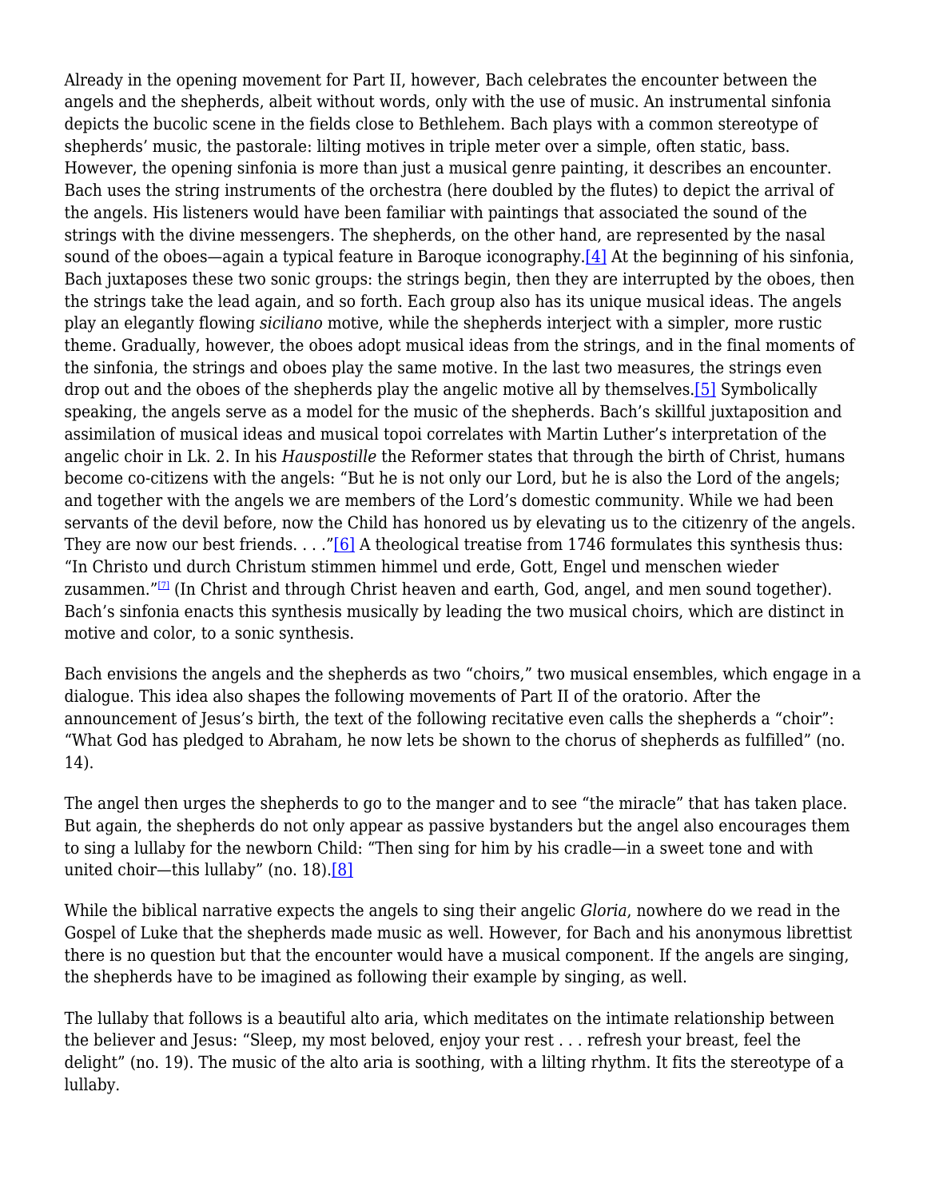Already in the opening movement for Part II, however, Bach celebrates the encounter between the angels and the shepherds, albeit without words, only with the use of music. An instrumental sinfonia depicts the bucolic scene in the fields close to Bethlehem. Bach plays with a common stereotype of shepherds' music, the pastorale: lilting motives in triple meter over a simple, often static, bass. However, the opening sinfonia is more than just a musical genre painting, it describes an encounter. Bach uses the string instruments of the orchestra (here doubled by the flutes) to depict the arrival of the angels. His listeners would have been familiar with paintings that associated the sound of the strings with the divine messengers. The shepherds, on the other hand, are represented by the nasal sound of the oboes—again a typical feature in Baroque iconography.[4] At the beginning of his sinfonia, Bach juxtaposes these two sonic groups: the strings begin, then they are interrupted by the oboes, then the strings take the lead again, and so forth. Each group also has its unique musical ideas. The angels play an elegantly flowing *siciliano* motive, while the shepherds interject with a simpler, more rustic theme. Gradually, however, the oboes adopt musical ideas from the strings, and in the final moments of the sinfonia, the strings and oboes play the same motive. In the last two measures, the strings even drop out and the oboes of the shepherds play the angelic motive all by themselves.[5] Symbolically speaking, the angels serve as a model for the music of the shepherds. Bach's skillful juxtaposition and assimilation of musical ideas and musical topoi correlates with Martin Luther's interpretation of the angelic choir in Lk. 2. In his *Hauspostille* the Reformer states that through the birth of Christ, humans become co-citizens with the angels: "But he is not only our Lord, but he is also the Lord of the angels; and together with the angels we are members of the Lord's domestic community. While we had been servants of the devil before, now the Child has honored us by elevating us to the citizenry of the angels. They are now our best friends. . . ."[6] A theological treatise from 1746 formulates this synthesis thus: "In Christo und durch Christum stimmen himmel und erde, Gott, Engel und menschen wieder zusammen."[7] (In Christ and through Christ heaven and earth, God, angel, and men sound together). Bach's sinfonia enacts this synthesis musically by leading the two musical choirs, which are distinct in motive and color, to a sonic synthesis.

Bach envisions the angels and the shepherds as two "choirs," two musical ensembles, which engage in a dialogue. This idea also shapes the following movements of Part II of the oratorio. After the announcement of Jesus's birth, the text of the following recitative even calls the shepherds a "choir": "What God has pledged to Abraham, he now lets be shown to the chorus of shepherds as fulfilled" (no. 14).

The angel then urges the shepherds to go to the manger and to see "the miracle" that has taken place. But again, the shepherds do not only appear as passive bystanders but the angel also encourages them to sing a lullaby for the newborn Child: "Then sing for him by his cradle—in a sweet tone and with united choir—this lullaby" (no. 18).[8]

While the biblical narrative expects the angels to sing their angelic *Gloria*, nowhere do we read in the Gospel of Luke that the shepherds made music as well. However, for Bach and his anonymous librettist there is no question but that the encounter would have a musical component. If the angels are singing, the shepherds have to be imagined as following their example by singing, as well.

The lullaby that follows is a beautiful alto aria, which meditates on the intimate relationship between the believer and Jesus: "Sleep, my most beloved, enjoy your rest . . . refresh your breast, feel the delight" (no. 19). The music of the alto aria is soothing, with a lilting rhythm. It fits the stereotype of a lullaby.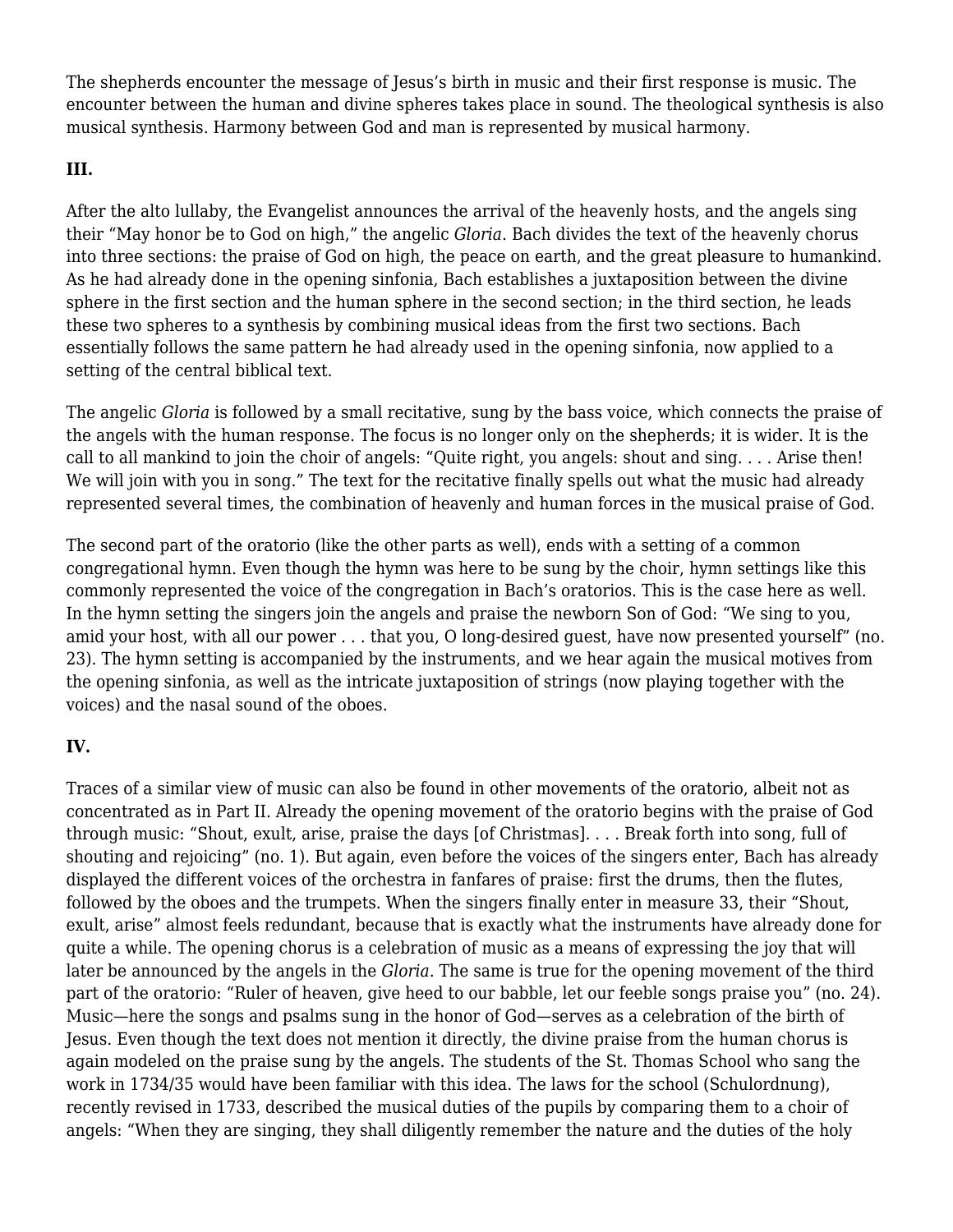The shepherds encounter the message of Jesus's birth in music and their first response is music. The encounter between the human and divine spheres takes place in sound. The theological synthesis is also musical synthesis. Harmony between God and man is represented by musical harmony.

**III.**

After the alto lullaby, the Evangelist announces the arrival of the heavenly hosts, and the angels sing their "May honor be to God on high," the angelic *Gloria*. Bach divides the text of the heavenly chorus into three sections: the praise of God on high, the peace on earth, and the great pleasure to humankind. As he had already done in the opening sinfonia, Bach establishes a juxtaposition between the divine sphere in the first section and the human sphere in the second section; in the third section, he leads these two spheres to a synthesis by combining musical ideas from the first two sections. Bach essentially follows the same pattern he had already used in the opening sinfonia, now applied to a setting of the central biblical text.

The angelic *Gloria* is followed by a small recitative, sung by the bass voice, which connects the praise of the angels with the human response. The focus is no longer only on the shepherds; it is wider. It is the call to all mankind to join the choir of angels: "Quite right, you angels: shout and sing. . . . Arise then! We will join with you in song." The text for the recitative finally spells out what the music had already represented several times, the combination of heavenly and human forces in the musical praise of God.

The second part of the oratorio (like the other parts as well), ends with a setting of a common congregational hymn. Even though the hymn was here to be sung by the choir, hymn settings like this commonly represented the voice of the congregation in Bach's oratorios. This is the case here as well. In the hymn setting the singers join the angels and praise the newborn Son of God: "We sing to you, amid your host, with all our power . . . that you, O long-desired guest, have now presented yourself" (no. 23). The hymn setting is accompanied by the instruments, and we hear again the musical motives from the opening sinfonia, as well as the intricate juxtaposition of strings (now playing together with the voices) and the nasal sound of the oboes.

**IV.**

Traces of a similar view of music can also be found in other movements of the oratorio, albeit not as concentrated as in Part II. Already the opening movement of the oratorio begins with the praise of God through music: "Shout, exult, arise, praise the days [of Christmas]. . . . Break forth into song, full of shouting and rejoicing" (no. 1). But again, even before the voices of the singers enter, Bach has already displayed the different voices of the orchestra in fanfares of praise: first the drums, then the flutes, followed by the oboes and the trumpets. When the singers finally enter in measure 33, their "Shout, exult, arise" almost feels redundant, because that is exactly what the instruments have already done for quite a while. The opening chorus is a celebration of music as a means of expressing the joy that will later be announced by the angels in the *Gloria*. The same is true for the opening movement of the third part of the oratorio: "Ruler of heaven, give heed to our babble, let our feeble songs praise you" (no. 24). Music—here the songs and psalms sung in the honor of God—serves as a celebration of the birth of Jesus. Even though the text does not mention it directly, the divine praise from the human chorus is again modeled on the praise sung by the angels. The students of the St. Thomas School who sang the work in 1734/35 would have been familiar with this idea. The laws for the school (Schulordnung), recently revised in 1733, described the musical duties of the pupils by comparing them to a choir of angels: "When they are singing, they shall diligently remember the nature and the duties of the holy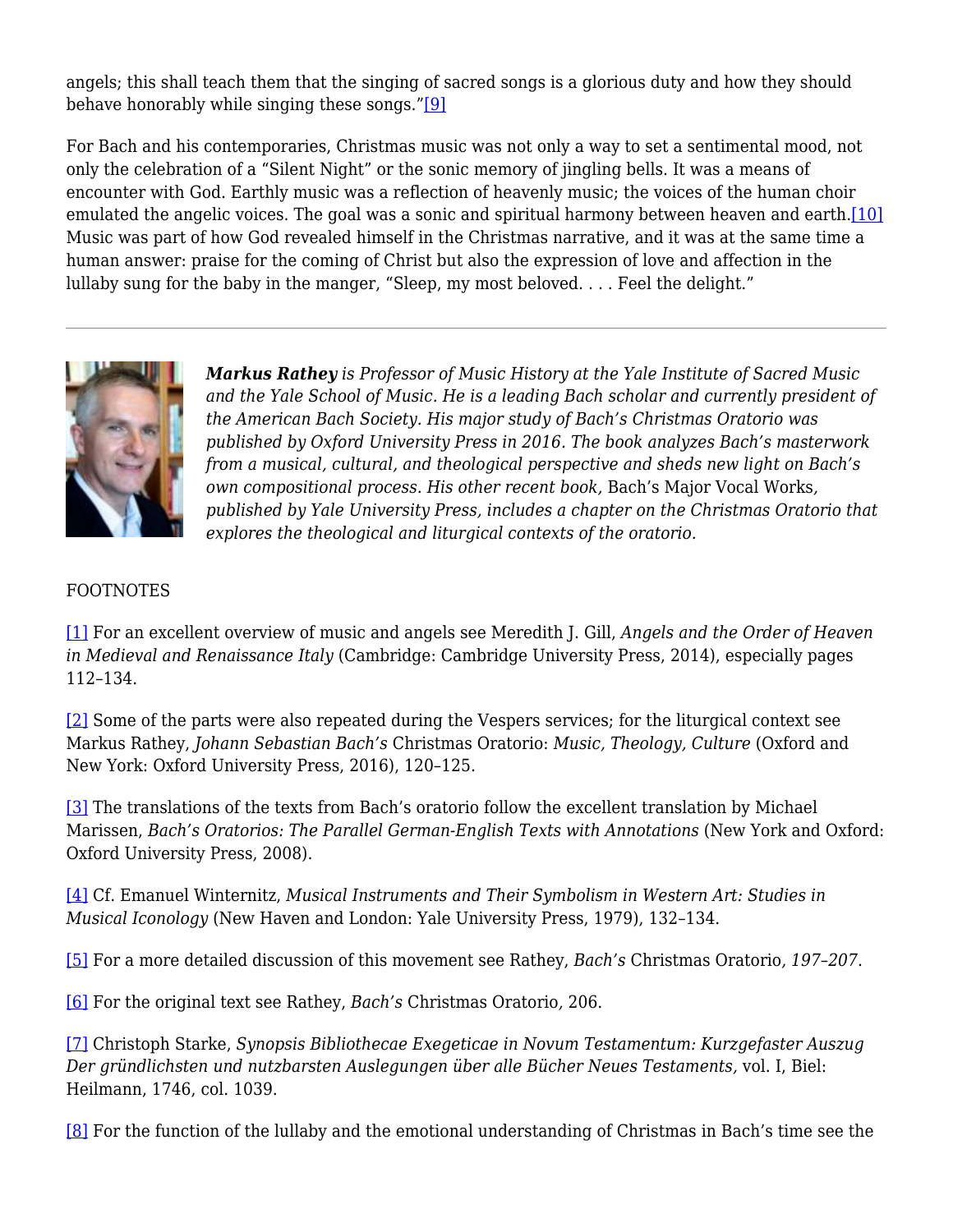angels; this shall teach them that the singing of sacred songs is a glorious duty and how they should behave honorably while singing these songs."[9]

For Bach and his contemporaries, Christmas music was not only a way to set a sentimental mood, not only the celebration of a "Silent Night" or the sonic memory of jingling bells. It was a means of encounter with God. Earthly music was a reflection of heavenly music; the voices of the human choir emulated the angelic voices. The goal was a sonic and spiritual harmony between heaven and earth.[10] Music was part of how God revealed himself in the Christmas narrative, and it was at the same time a human answer: praise for the coming of Christ but also the expression of love and affection in the lullaby sung for the baby in the manger, "Sleep, my most beloved. . . . Feel the delight."

---

***Markus Rathey** is Professor of Music History at the Yale Institute of Sacred Music and the Yale School of Music. He is a leading Bach scholar and currently president of the American Bach Society. His major study of Bach's Christmas Oratorio was published by Oxford University Press in 2016. The book analyzes Bach's masterwork from a musical, cultural, and theological perspective and sheds new light on Bach's own compositional process. His other recent book,* Bach's Major Vocal Works*, published by Yale University Press, includes a chapter on the Christmas Oratorio that explores the theological and liturgical contexts of the oratorio.*

FOOTNOTES

[1] For an excellent overview of music and angels see Meredith J. Gill, *Angels and the Order of Heaven in Medieval and Renaissance Italy* (Cambridge: Cambridge University Press, 2014), especially pages 112–134.

[2] Some of the parts were also repeated during the Vespers services; for the liturgical context see Markus Rathey, *Johann Sebastian Bach's* Christmas Oratorio: *Music, Theology, Culture* (Oxford and New York: Oxford University Press, 2016), 120–125.

[3] The translations of the texts from Bach's oratorio follow the excellent translation by Michael Marissen, *Bach's Oratorios: The Parallel German-English Texts with Annotations* (New York and Oxford: Oxford University Press, 2008).

[4] Cf. Emanuel Winternitz, *Musical Instruments and Their Symbolism in Western Art: Studies in Musical Iconology* (New Haven and London: Yale University Press, 1979), 132–134.

[5] For a more detailed discussion of this movement see Rathey, *Bach's* Christmas Oratorio*, 197–207*.

[6] For the original text see Rathey, *Bach's* Christmas Oratorio*,* 206.

[7] Christoph Starke, *Synopsis Bibliothecae Exegeticae in Novum Testamentum: Kurzgefaster Auszug Der gründlichsten und nutzbarsten Auslegungen über alle Bücher Neues Testaments,* vol. I, Biel: Heilmann, 1746, col. 1039.

[8] For the function of the lullaby and the emotional understanding of Christmas in Bach's time see the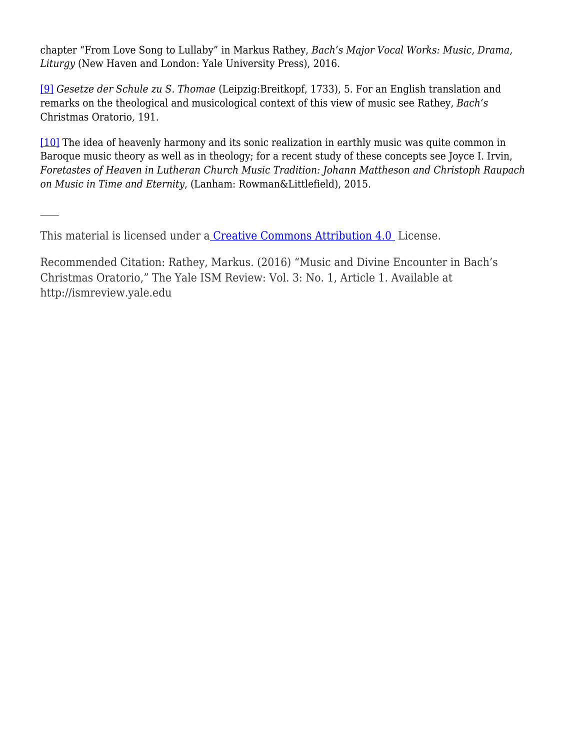chapter "From Love Song to Lullaby" in Markus Rathey, *Bach's Major Vocal Works: Music, Drama, Liturgy* (New Haven and London: Yale University Press), 2016.

[9] *Gesetze der Schule zu S. Thomae* (Leipzig:Breitkopf, 1733), 5. For an English translation and remarks on the theological and musicological context of this view of music see Rathey, *Bach's* Christmas Oratorio, 191.

[10] The idea of heavenly harmony and its sonic realization in earthly music was quite common in Baroque music theory as well as in theology; for a recent study of these concepts see Joyce I. Irvin, *Foretastes of Heaven in Lutheran Church Music Tradition: Johann Mattheson and Christoph Raupach on Music in Time and Eternity*, (Lanham: Rowman&Littlefield), 2015.

---

This material is licensed under a Creative Commons Attribution 4.0 License.

Recommended Citation: Rathey, Markus. (2016) "Music and Divine Encounter in Bach's Christmas Oratorio," The Yale ISM Review: Vol. 3: No. 1, Article 1. Available at http://ismreview.yale.edu